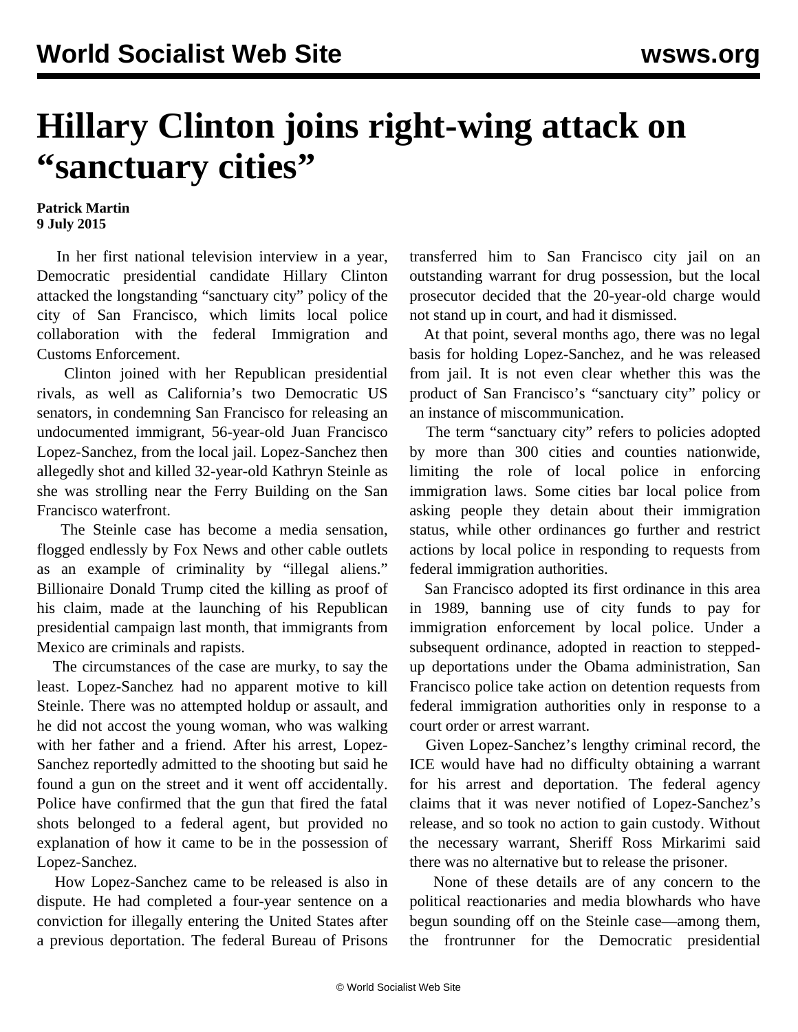# Hillary Clinton joins right-wing attack on "sanctuary cities"

**Patrick Martin**
**9 July 2015**

In her first national television interview in a year, Democratic presidential candidate Hillary Clinton attacked the longstanding "sanctuary city" policy of the city of San Francisco, which limits local police collaboration with the federal Immigration and Customs Enforcement.

Clinton joined with her Republican presidential rivals, as well as California's two Democratic US senators, in condemning San Francisco for releasing an undocumented immigrant, 56-year-old Juan Francisco Lopez-Sanchez, from the local jail. Lopez-Sanchez then allegedly shot and killed 32-year-old Kathryn Steinle as she was strolling near the Ferry Building on the San Francisco waterfront.

The Steinle case has become a media sensation, flogged endlessly by Fox News and other cable outlets as an example of criminality by "illegal aliens." Billionaire Donald Trump cited the killing as proof of his claim, made at the launching of his Republican presidential campaign last month, that immigrants from Mexico are criminals and rapists.

The circumstances of the case are murky, to say the least. Lopez-Sanchez had no apparent motive to kill Steinle. There was no attempted holdup or assault, and he did not accost the young woman, who was walking with her father and a friend. After his arrest, Lopez-Sanchez reportedly admitted to the shooting but said he found a gun on the street and it went off accidentally. Police have confirmed that the gun that fired the fatal shots belonged to a federal agent, but provided no explanation of how it came to be in the possession of Lopez-Sanchez.

How Lopez-Sanchez came to be released is also in dispute. He had completed a four-year sentence on a conviction for illegally entering the United States after a previous deportation. The federal Bureau of Prisons transferred him to San Francisco city jail on an outstanding warrant for drug possession, but the local prosecutor decided that the 20-year-old charge would not stand up in court, and had it dismissed.

At that point, several months ago, there was no legal basis for holding Lopez-Sanchez, and he was released from jail. It is not even clear whether this was the product of San Francisco's "sanctuary city" policy or an instance of miscommunication.

The term "sanctuary city" refers to policies adopted by more than 300 cities and counties nationwide, limiting the role of local police in enforcing immigration laws. Some cities bar local police from asking people they detain about their immigration status, while other ordinances go further and restrict actions by local police in responding to requests from federal immigration authorities.

San Francisco adopted its first ordinance in this area in 1989, banning use of city funds to pay for immigration enforcement by local police. Under a subsequent ordinance, adopted in reaction to stepped-up deportations under the Obama administration, San Francisco police take action on detention requests from federal immigration authorities only in response to a court order or arrest warrant.

Given Lopez-Sanchez's lengthy criminal record, the ICE would have had no difficulty obtaining a warrant for his arrest and deportation. The federal agency claims that it was never notified of Lopez-Sanchez's release, and so took no action to gain custody. Without the necessary warrant, Sheriff Ross Mirkarimi said there was no alternative but to release the prisoner.

None of these details are of any concern to the political reactionaries and media blowhards who have begun sounding off on the Steinle case—among them, the frontrunner for the Democratic presidential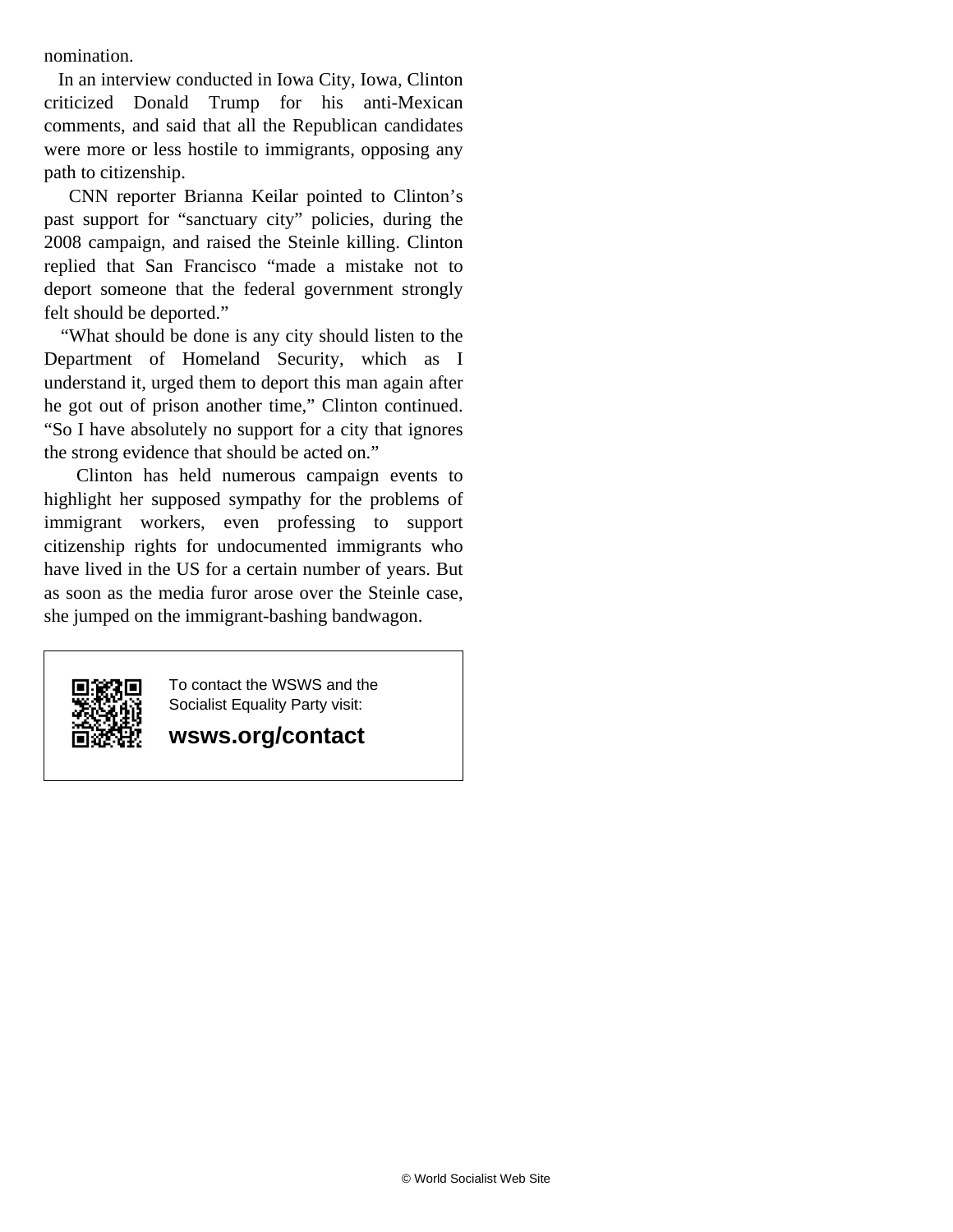nomination.

In an interview conducted in Iowa City, Iowa, Clinton criticized Donald Trump for his anti-Mexican comments, and said that all the Republican candidates were more or less hostile to immigrants, opposing any path to citizenship.

CNN reporter Brianna Keilar pointed to Clinton's past support for "sanctuary city" policies, during the 2008 campaign, and raised the Steinle killing. Clinton replied that San Francisco "made a mistake not to deport someone that the federal government strongly felt should be deported."

"What should be done is any city should listen to the Department of Homeland Security, which as I understand it, urged them to deport this man again after he got out of prison another time," Clinton continued. "So I have absolutely no support for a city that ignores the strong evidence that should be acted on."

Clinton has held numerous campaign events to highlight her supposed sympathy for the problems of immigrant workers, even professing to support citizenship rights for undocumented immigrants who have lived in the US for a certain number of years. But as soon as the media furor arose over the Steinle case, she jumped on the immigrant-bashing bandwagon.

To contact the WSWS and the Socialist Equality Party visit:

**wsws.org/contact**